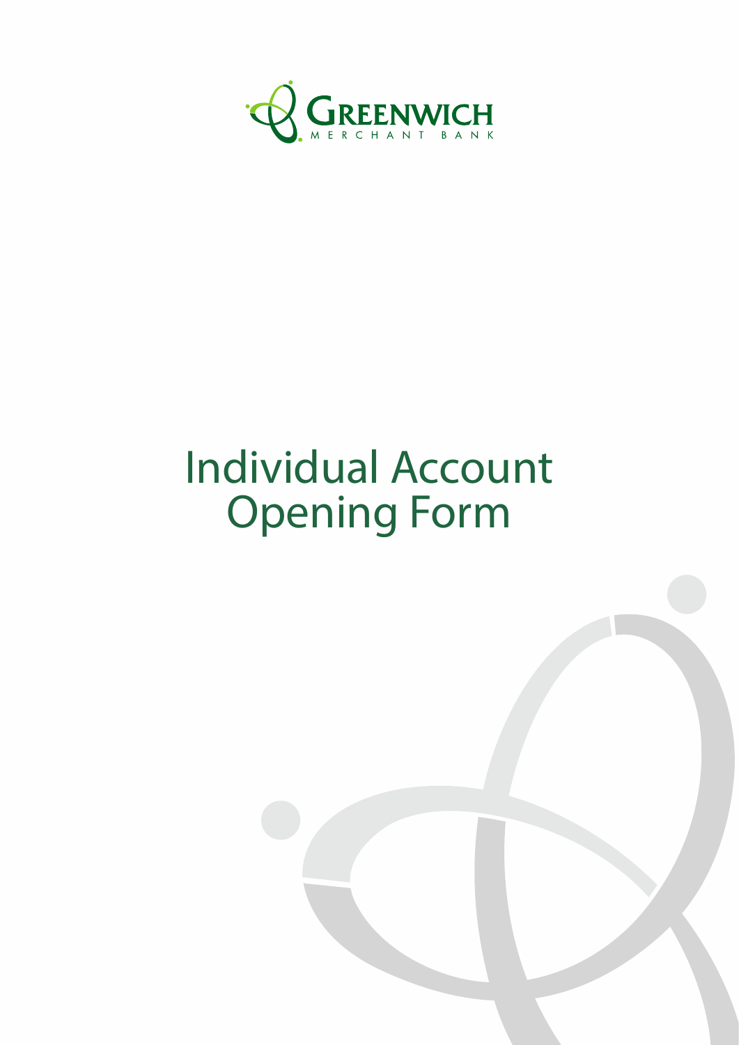GREENWICH
MERCHANT BANK

# Individual Account Opening Form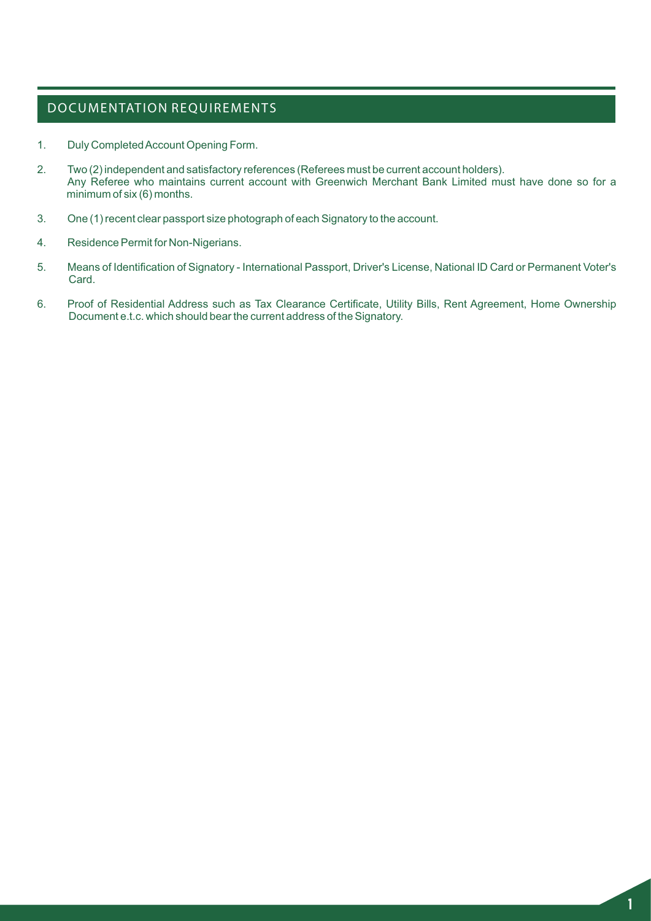## DOCUMENTATION REQUIREMENTS

1. Duly Completed Account Opening Form.
2. Two (2) independent and satisfactory references (Referees must be current account holders).
   Any Referee who maintains current account with Greenwich Merchant Bank Limited must have done so for a minimum of six (6) months.
3. One (1) recent clear passport size photograph of each Signatory to the account.
4. Residence Permit for Non-Nigerians.
5. Means of Identification of Signatory - International Passport, Driver's License, National ID Card or Permanent Voter's Card.
6. Proof of Residential Address such as Tax Clearance Certificate, Utility Bills, Rent Agreement, Home Ownership Document e.t.c. which should bear the current address of the Signatory.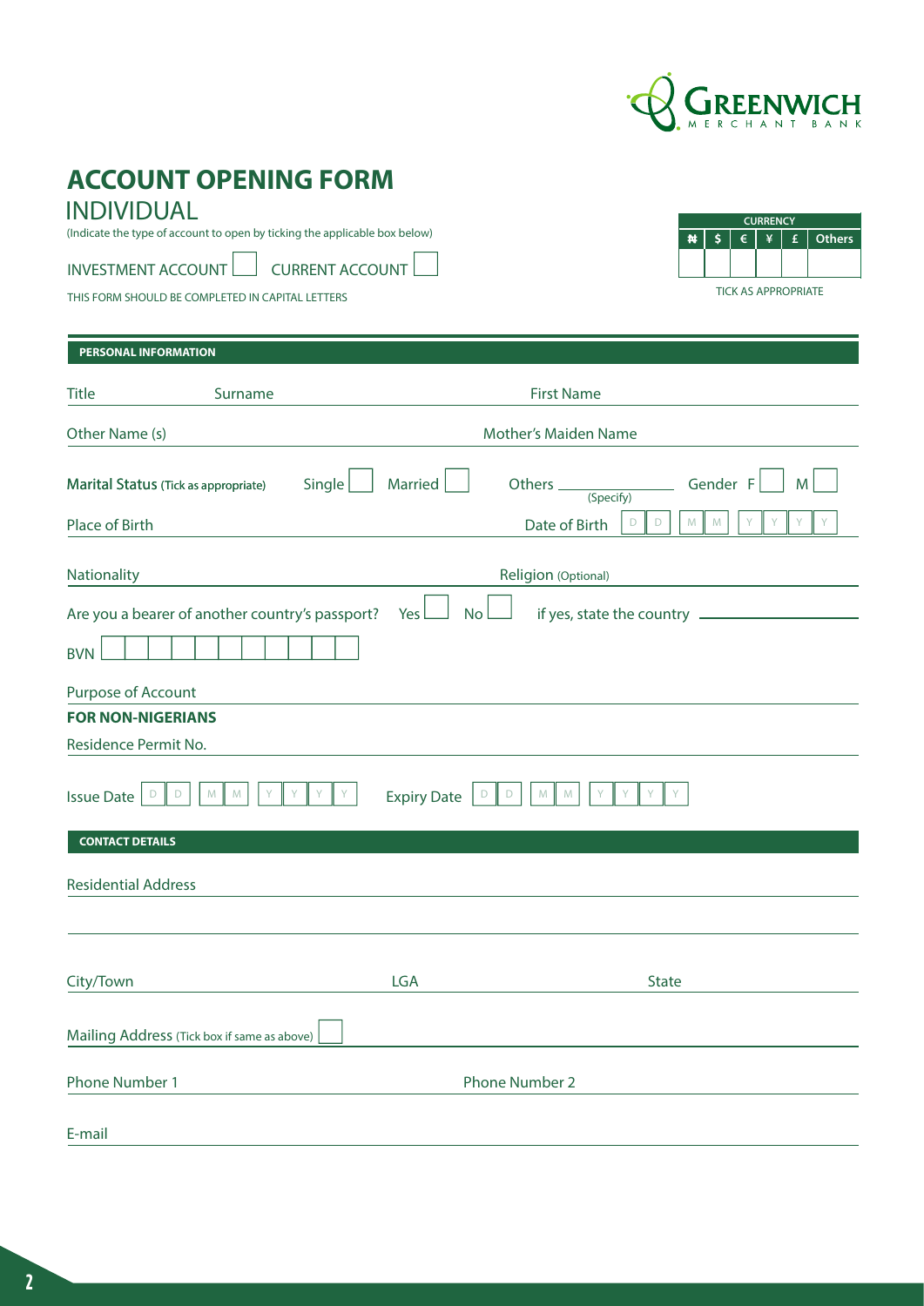# ACCOUNT OPENING FORM

## INDIVIDUAL

(Indicate the type of account to open by ticking the applicable box below)

INVESTMENT ACCOUNT ☐ CURRENT ACCOUNT ☐

THIS FORM SHOULD BE COMPLETED IN CAPITAL LETTERS

| CURRENCY | | | | | |
|---|---|---|---|---|---|
| ₦ | $ | € | ¥ | £ | Others |
| | | | | | |

TICK AS APPROPRIATE

### PERSONAL INFORMATION

Title ______ Surname ______ First Name ______

Other Name (s) ______ Mother's Maiden Name ______

Marital Status (Tick as appropriate) Single ☐ Married ☐ Others ______ (Specify) Gender F ☐ M ☐

Place of Birth ______ Date of Birth D D M M Y Y Y Y

Nationality ______ Religion (Optional) ______

Are you a bearer of another country's passport? Yes ☐ No ☐ if yes, state the country ______

BVN ☐☐☐☐☐☐☐☐☐☐☐

Purpose of Account ______

**FOR NON-NIGERIANS**

Residence Permit No. ______

Issue Date D D M M Y Y Y Y Expiry Date D D M M Y Y Y Y

### CONTACT DETAILS

Residential Address ______

______

City/Town ______ LGA ______ State ______

Mailing Address (Tick box if same as above) ☐ ______

Phone Number 1 ______ Phone Number 2 ______

E-mail ______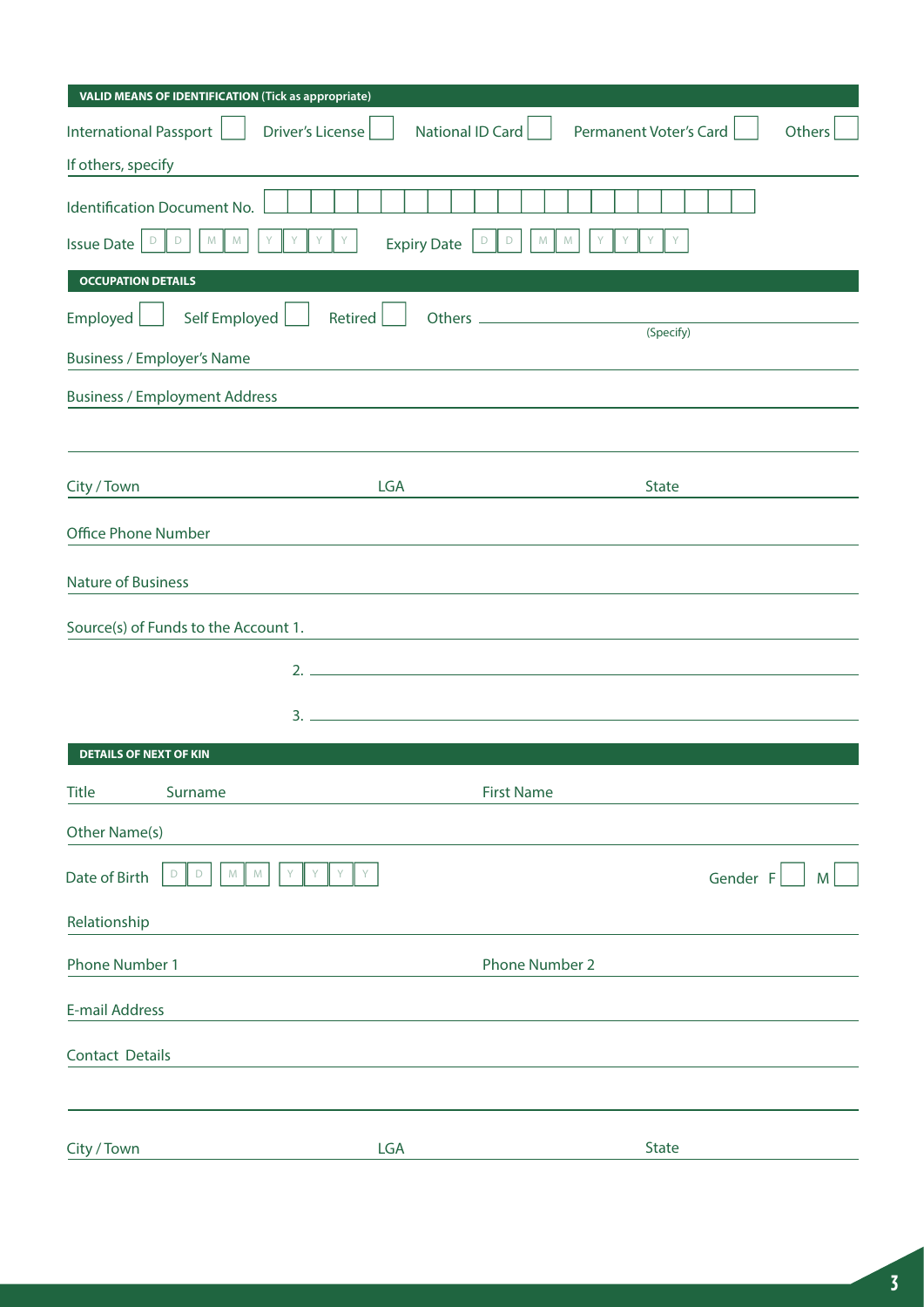## VALID MEANS OF IDENTIFICATION (Tick as appropriate)

International Passport ☐ Driver's License ☐ National ID Card ☐ Permanent Voter's Card ☐ Others ☐

If others, specify ______________________

Identification Document No. ☐☐☐☐☐☐☐☐☐☐☐☐☐☐☐☐☐☐☐☐☐

Issue Date D D M M Y Y Y Y Expiry Date D D M M Y Y Y Y

## OCCUPATION DETAILS

Employed ☐ Self Employed ☐ Retired ☐ Others ______________________ (Specify)

Business / Employer's Name ______________________

Business / Employment Address ______________________

______________________

City / Town ____________ LGA ____________ State ____________

Office Phone Number ______________________

Nature of Business ______________________

Source(s) of Funds to the Account 1. ______________________

2. ______________________

3. ______________________

## DETAILS OF NEXT OF KIN

Title ______ Surname ______________ First Name ______________

Other Name(s) ______________________

Date of Birth D D M M Y Y Y Y Gender F ☐ M ☐

Relationship ______________________

Phone Number 1 ______________ Phone Number 2 ______________

E-mail Address ______________________

Contact Details ______________________

______________________

City / Town ____________ LGA ____________ State ____________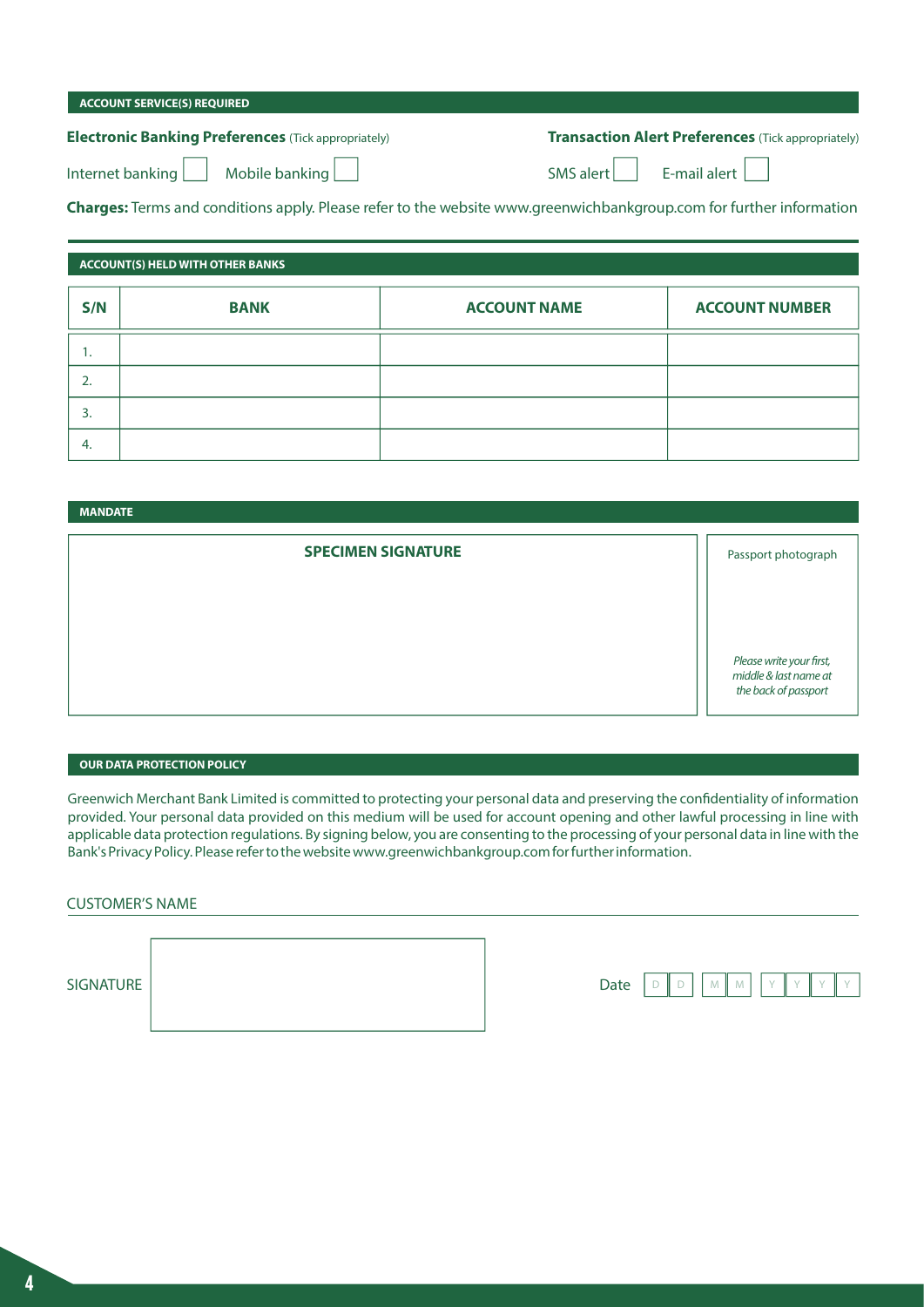## ACCOUNT SERVICE(S) REQUIRED

**Electronic Banking Preferences** (Tick appropriately)

Internet banking ☐ Mobile banking ☐

**Transaction Alert Preferences** (Tick appropriately)

SMS alert ☐ E-mail alert ☐

**Charges:** Terms and conditions apply. Please refer to the website www.greenwichbankgroup.com for further information

## ACCOUNT(S) HELD WITH OTHER BANKS

| S/N | BANK | ACCOUNT NAME | ACCOUNT NUMBER |
|---|---|---|---|
| 1. | | | |
| 2. | | | |
| 3. | | | |
| 4. | | | |

## MANDATE

| SPECIMEN SIGNATURE | Passport photograph<br><br>*Please write your first, middle & last name at the back of passport* |
|---|---|
| | |

## OUR DATA PROTECTION POLICY

Greenwich Merchant Bank Limited is committed to protecting your personal data and preserving the confidentiality of information provided. Your personal data provided on this medium will be used for account opening and other lawful processing in line with applicable data protection regulations. By signing below, you are consenting to the processing of your personal data in line with the Bank's Privacy Policy. Please refer to the website www.greenwichbankgroup.com for further information.

CUSTOMER'S NAME

SIGNATURE

Date D D M M Y Y Y Y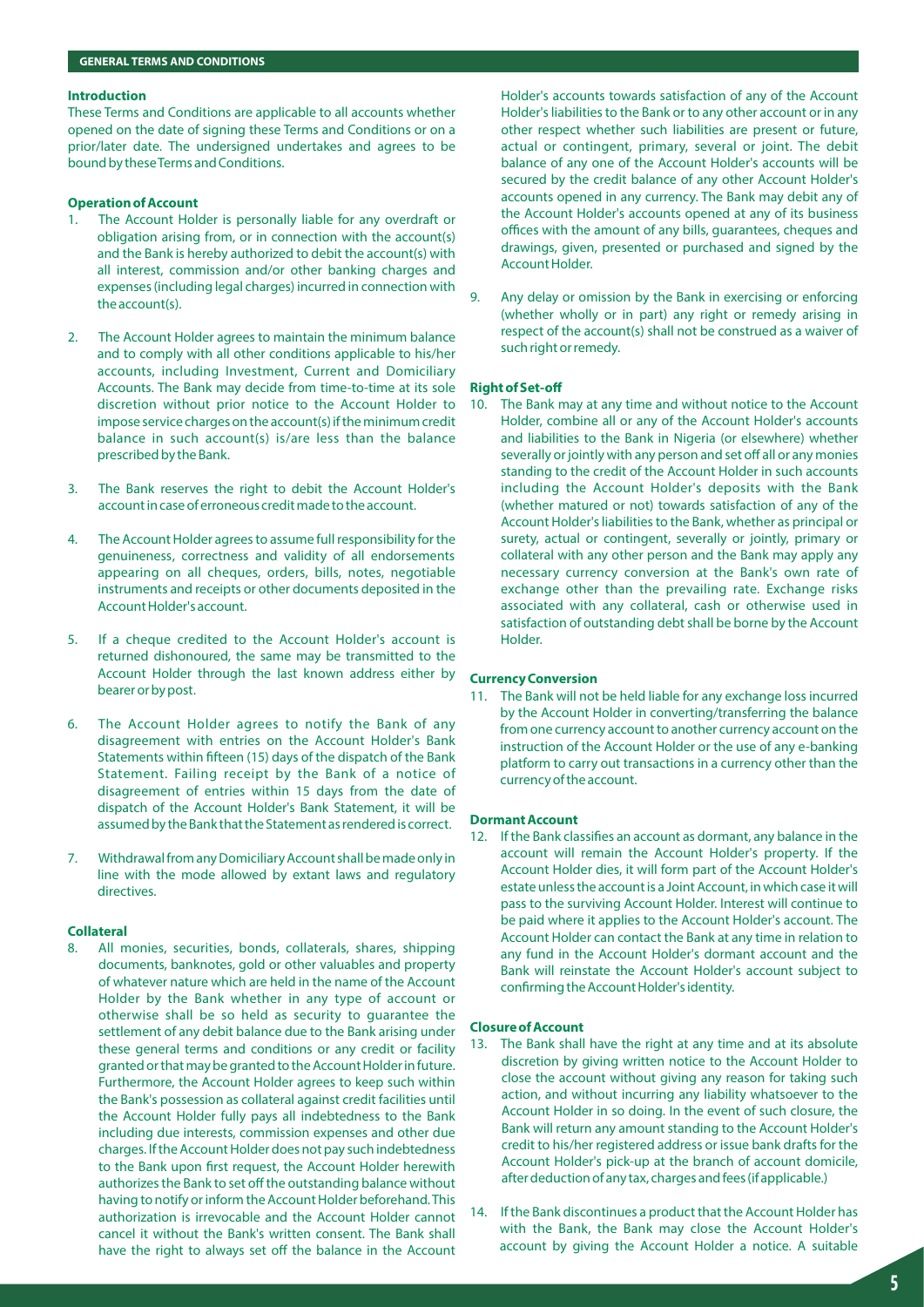## GENERAL TERMS AND CONDITIONS

### Introduction

These Terms and Conditions are applicable to all accounts whether opened on the date of signing these Terms and Conditions or on a prior/later date. The undersigned undertakes and agrees to be bound by these Terms and Conditions.

### Operation of Account

1. The Account Holder is personally liable for any overdraft or obligation arising from, or in connection with the account(s) and the Bank is hereby authorized to debit the account(s) with all interest, commission and/or other banking charges and expenses (including legal charges) incurred in connection with the account(s).

2. The Account Holder agrees to maintain the minimum balance and to comply with all other conditions applicable to his/her accounts, including Investment, Current and Domiciliary Accounts. The Bank may decide from time-to-time at its sole discretion without prior notice to the Account Holder to impose service charges on the account(s) if the minimum credit balance in such account(s) is/are less than the balance prescribed by the Bank.

3. The Bank reserves the right to debit the Account Holder's account in case of erroneous credit made to the account.

4. The Account Holder agrees to assume full responsibility for the genuineness, correctness and validity of all endorsements appearing on all cheques, orders, bills, notes, negotiable instruments and receipts or other documents deposited in the Account Holder's account.

5. If a cheque credited to the Account Holder's account is returned dishonoured, the same may be transmitted to the Account Holder through the last known address either by bearer or by post.

6. The Account Holder agrees to notify the Bank of any disagreement with entries on the Account Holder's Bank Statements within fifteen (15) days of the dispatch of the Bank Statement. Failing receipt by the Bank of a notice of disagreement of entries within 15 days from the date of dispatch of the Account Holder's Bank Statement, it will be assumed by the Bank that the Statement as rendered is correct.

7. Withdrawal from any Domiciliary Account shall be made only in line with the mode allowed by extant laws and regulatory directives.

### Collateral

8. All monies, securities, bonds, collaterals, shares, shipping documents, banknotes, gold or other valuables and property of whatever nature which are held in the name of the Account Holder by the Bank whether in any type of account or otherwise shall be so held as security to guarantee the settlement of any debit balance due to the Bank arising under these general terms and conditions or any credit or facility granted or that may be granted to the Account Holder in future. Furthermore, the Account Holder agrees to keep such within the Bank's possession as collateral against credit facilities until the Account Holder fully pays all indebtedness to the Bank including due interests, commission expenses and other due charges. If the Account Holder does not pay such indebtedness to the Bank upon first request, the Account Holder herewith authorizes the Bank to set off the outstanding balance without having to notify or inform the Account Holder beforehand. This authorization is irrevocable and the Account Holder cannot cancel it without the Bank's written consent. The Bank shall have the right to always set off the balance in the Account Holder's accounts towards satisfaction of any of the Account Holder's liabilities to the Bank or to any other account or in any other respect whether such liabilities are present or future, actual or contingent, primary, several or joint. The debit balance of any one of the Account Holder's accounts will be secured by the credit balance of any other Account Holder's accounts opened in any currency. The Bank may debit any of the Account Holder's accounts opened at any of its business offices with the amount of any bills, guarantees, cheques and drawings, given, presented or purchased and signed by the Account Holder.

9. Any delay or omission by the Bank in exercising or enforcing (whether wholly or in part) any right or remedy arising in respect of the account(s) shall not be construed as a waiver of such right or remedy.

### Right of Set-off

10. The Bank may at any time and without notice to the Account Holder, combine all or any of the Account Holder's accounts and liabilities to the Bank in Nigeria (or elsewhere) whether severally or jointly with any person and set off all or any monies standing to the credit of the Account Holder in such accounts including the Account Holder's deposits with the Bank (whether matured or not) towards satisfaction of any of the Account Holder's liabilities to the Bank, whether as principal or surety, actual or contingent, severally or jointly, primary or collateral with any other person and the Bank may apply any necessary currency conversion at the Bank's own rate of exchange other than the prevailing rate. Exchange risks associated with any collateral, cash or otherwise used in satisfaction of outstanding debt shall be borne by the Account Holder.

### Currency Conversion

11. The Bank will not be held liable for any exchange loss incurred by the Account Holder in converting/transferring the balance from one currency account to another currency account on the instruction of the Account Holder or the use of any e-banking platform to carry out transactions in a currency other than the currency of the account.

### Dormant Account

12. If the Bank classifies an account as dormant, any balance in the account will remain the Account Holder's property. If the Account Holder dies, it will form part of the Account Holder's estate unless the account is a Joint Account, in which case it will pass to the surviving Account Holder. Interest will continue to be paid where it applies to the Account Holder's account. The Account Holder can contact the Bank at any time in relation to any fund in the Account Holder's dormant account and the Bank will reinstate the Account Holder's account subject to confirming the Account Holder's identity.

### Closure of Account

13. The Bank shall have the right at any time and at its absolute discretion by giving written notice to the Account Holder to close the account without giving any reason for taking such action, and without incurring any liability whatsoever to the Account Holder in so doing. In the event of such closure, the Bank will return any amount standing to the Account Holder's credit to his/her registered address or issue bank drafts for the Account Holder's pick-up at the branch of account domicile, after deduction of any tax, charges and fees (if applicable.)

14. If the Bank discontinues a product that the Account Holder has with the Bank, the Bank may close the Account Holder's account by giving the Account Holder a notice. A suitable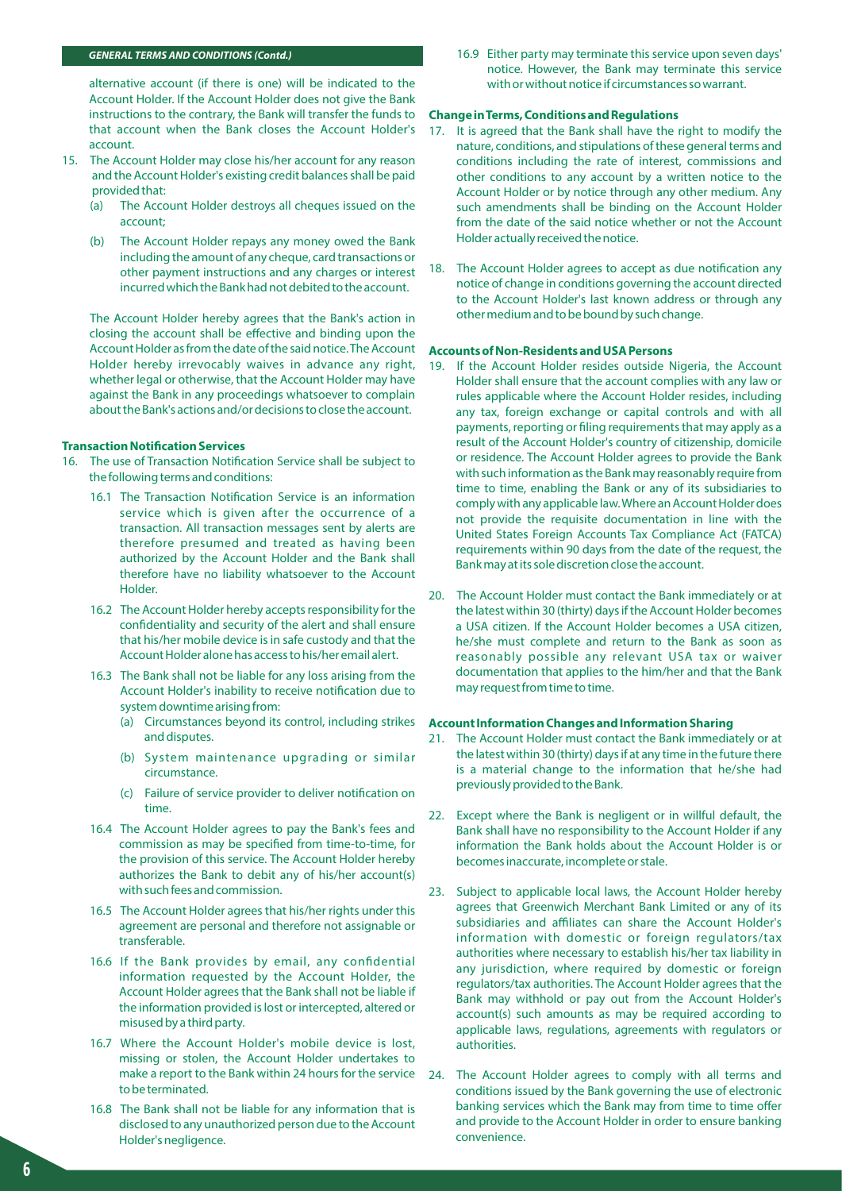alternative account (if there is one) will be indicated to the Account Holder. If the Account Holder does not give the Bank instructions to the contrary, the Bank will transfer the funds to that account when the Bank closes the Account Holder's account.

15. The Account Holder may close his/her account for any reason and the Account Holder's existing credit balances shall be paid provided that:
    (a) The Account Holder destroys all cheques issued on the account;
    (b) The Account Holder repays any money owed the Bank including the amount of any cheque, card transactions or other payment instructions and any charges or interest incurred which the Bank had not debited to the account.

    The Account Holder hereby agrees that the Bank's action in closing the account shall be effective and binding upon the Account Holder as from the date of the said notice. The Account Holder hereby irrevocably waives in advance any right, whether legal or otherwise, that the Account Holder may have against the Bank in any proceedings whatsoever to complain about the Bank's actions and/or decisions to close the account.

**Transaction Notification Services**

16. The use of Transaction Notification Service shall be subject to the following terms and conditions:
    16.1 The Transaction Notification Service is an information service which is given after the occurrence of a transaction. All transaction messages sent by alerts are therefore presumed and treated as having been authorized by the Account Holder and the Bank shall therefore have no liability whatsoever to the Account Holder.
    16.2 The Account Holder hereby accepts responsibility for the confidentiality and security of the alert and shall ensure that his/her mobile device is in safe custody and that the Account Holder alone has access to his/her email alert.
    16.3 The Bank shall not be liable for any loss arising from the Account Holder's inability to receive notification due to system downtime arising from:
    (a) Circumstances beyond its control, including strikes and disputes.
    (b) System maintenance upgrading or similar circumstance.
    (c) Failure of service provider to deliver notification on time.
    16.4 The Account Holder agrees to pay the Bank's fees and commission as may be specified from time-to-time, for the provision of this service. The Account Holder hereby authorizes the Bank to debit any of his/her account(s) with such fees and commission.
    16.5 The Account Holder agrees that his/her rights under this agreement are personal and therefore not assignable or transferable.
    16.6 If the Bank provides by email, any confidential information requested by the Account Holder, the Account Holder agrees that the Bank shall not be liable if the information provided is lost or intercepted, altered or misused by a third party.
    16.7 Where the Account Holder's mobile device is lost, missing or stolen, the Account Holder undertakes to make a report to the Bank within 24 hours for the service to be terminated.
    16.8 The Bank shall not be liable for any information that is disclosed to any unauthorized person due to the Account Holder's negligence.
    16.9 Either party may terminate this service upon seven days' notice. However, the Bank may terminate this service with or without notice if circumstances so warrant.

**Change in Terms, Conditions and Regulations**

17. It is agreed that the Bank shall have the right to modify the nature, conditions, and stipulations of these general terms and conditions including the rate of interest, commissions and other conditions to any account by a written notice to the Account Holder or by notice through any other medium. Any such amendments shall be binding on the Account Holder from the date of the said notice whether or not the Account Holder actually received the notice.

18. The Account Holder agrees to accept as due notification any notice of change in conditions governing the account directed to the Account Holder's last known address or through any other medium and to be bound by such change.

**Accounts of Non-Residents and USA Persons**

19. If the Account Holder resides outside Nigeria, the Account Holder shall ensure that the account complies with any law or rules applicable where the Account Holder resides, including any tax, foreign exchange or capital controls and with all payments, reporting or filing requirements that may apply as a result of the Account Holder's country of citizenship, domicile or residence. The Account Holder agrees to provide the Bank with such information as the Bank may reasonably require from time to time, enabling the Bank or any of its subsidiaries to comply with any applicable law. Where an Account Holder does not provide the requisite documentation in line with the United States Foreign Accounts Tax Compliance Act (FATCA) requirements within 90 days from the date of the request, the Bank may at its sole discretion close the account.

20. The Account Holder must contact the Bank immediately or at the latest within 30 (thirty) days if the Account Holder becomes a USA citizen. If the Account Holder becomes a USA citizen, he/she must complete and return to the Bank as soon as reasonably possible any relevant USA tax or waiver documentation that applies to the him/her and that the Bank may request from time to time.

**Account Information Changes and Information Sharing**

21. The Account Holder must contact the Bank immediately or at the latest within 30 (thirty) days if at any time in the future there is a material change to the information that he/she had previously provided to the Bank.

22. Except where the Bank is negligent or in willful default, the Bank shall have no responsibility to the Account Holder if any information the Bank holds about the Account Holder is or becomes inaccurate, incomplete or stale.

23. Subject to applicable local laws, the Account Holder hereby agrees that Greenwich Merchant Bank Limited or any of its subsidiaries and affiliates can share the Account Holder's information with domestic or foreign regulators/tax authorities where necessary to establish his/her tax liability in any jurisdiction, where required by domestic or foreign regulators/tax authorities. The Account Holder agrees that the Bank may withhold or pay out from the Account Holder's account(s) such amounts as may be required according to applicable laws, regulations, agreements with regulators or authorities.

24. The Account Holder agrees to comply with all terms and conditions issued by the Bank governing the use of electronic banking services which the Bank may from time to time offer and provide to the Account Holder in order to ensure banking convenience.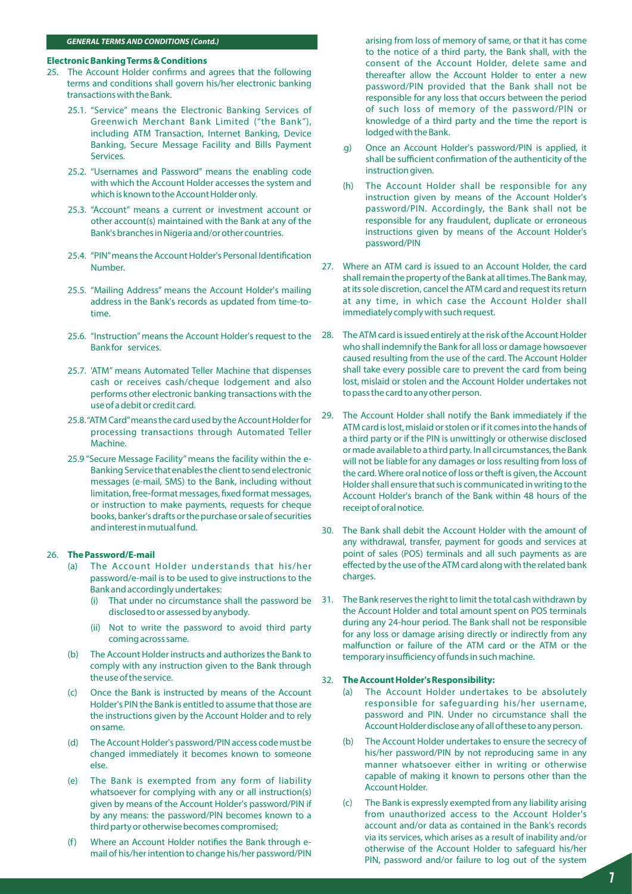*GENERAL TERMS AND CONDITIONS (Contd.)*

**Electronic Banking Terms & Conditions**

25. The Account Holder confirms and agrees that the following terms and conditions shall govern his/her electronic banking transactions with the Bank.

    25.1. "Service" means the Electronic Banking Services of Greenwich Merchant Bank Limited ("the Bank"), including ATM Transaction, Internet Banking, Device Banking, Secure Message Facility and Bills Payment Services.

    25.2. "Usernames and Password" means the enabling code with which the Account Holder accesses the system and which is known to the Account Holder only.

    25.3. "Account" means a current or investment account or other account(s) maintained with the Bank at any of the Bank's branches in Nigeria and/or other countries.

    25.4. "PIN" means the Account Holder's Personal Identification Number.

    25.5. "Mailing Address" means the Account Holder's mailing address in the Bank's records as updated from time-to-time.

    25.6. "Instruction" means the Account Holder's request to the Bank for services.

    25.7. 'ATM" means Automated Teller Machine that dispenses cash or receives cash/cheque lodgement and also performs other electronic banking transactions with the use of a debit or credit card.

    25.8. "ATM Card" means the card used by the Account Holder for processing transactions through Automated Teller Machine.

    25.9 "Secure Message Facility" means the facility within the e-Banking Service that enables the client to send electronic messages (e-mail, SMS) to the Bank, including without limitation, free-format messages, fixed format messages, or instruction to make payments, requests for cheque books, banker's drafts or the purchase or sale of securities and interest in mutual fund.

26. **The Password/E-mail**

    (a) The Account Holder understands that his/her password/e-mail is to be used to give instructions to the Bank and accordingly undertakes:

    (i) That under no circumstance shall the password be disclosed to or assessed by anybody.

    (ii) Not to write the password to avoid third party coming across same.

    (b) The Account Holder instructs and authorizes the Bank to comply with any instruction given to the Bank through the use of the service.

    (c) Once the Bank is instructed by means of the Account Holder's PIN the Bank is entitled to assume that those are the instructions given by the Account Holder and to rely on same.

    (d) The Account Holder's password/PIN access code must be changed immediately it becomes known to someone else.

    (e) The Bank is exempted from any form of liability whatsoever for complying with any or all instruction(s) given by means of the Account Holder's password/PIN if by any means: the password/PIN becomes known to a third party or otherwise becomes compromised;

    (f) Where an Account Holder notifies the Bank through e-mail of his/her intention to change his/her password/PIN arising from loss of memory of same, or that it has come to the notice of a third party, the Bank shall, with the consent of the Account Holder, delete same and thereafter allow the Account Holder to enter a new password/PIN provided that the Bank shall not be responsible for any loss that occurs between the period of such loss of memory of the password/PIN or knowledge of a third party and the time the report is lodged with the Bank.

    g) Once an Account Holder's password/PIN is applied, it shall be sufficient confirmation of the authenticity of the instruction given.

    (h) The Account Holder shall be responsible for any instruction given by means of the Account Holder's password/PIN. Accordingly, the Bank shall not be responsible for any fraudulent, duplicate or erroneous instructions given by means of the Account Holder's password/PIN

27. Where an ATM card is issued to an Account Holder, the card shall remain the property of the Bank at all times. The Bank may, at its sole discretion, cancel the ATM card and request its return at any time, in which case the Account Holder shall immediately comply with such request.

28. The ATM card is issued entirely at the risk of the Account Holder who shall indemnify the Bank for all loss or damage howsoever caused resulting from the use of the card. The Account Holder shall take every possible care to prevent the card from being lost, mislaid or stolen and the Account Holder undertakes not to pass the card to any other person.

29. The Account Holder shall notify the Bank immediately if the ATM card is lost, mislaid or stolen or if it comes into the hands of a third party or if the PIN is unwittingly or otherwise disclosed or made available to a third party. In all circumstances, the Bank will not be liable for any damages or loss resulting from loss of the card. Where oral notice of loss or theft is given, the Account Holder shall ensure that such is communicated in writing to the Account Holder's branch of the Bank within 48 hours of the receipt of oral notice.

30. The Bank shall debit the Account Holder with the amount of any withdrawal, transfer, payment for goods and services at point of sales (POS) terminals and all such payments as are effected by the use of the ATM card along with the related bank charges.

31. The Bank reserves the right to limit the total cash withdrawn by the Account Holder and total amount spent on POS terminals during any 24-hour period. The Bank shall not be responsible for any loss or damage arising directly or indirectly from any malfunction or failure of the ATM card or the ATM or the temporary insufficiency of funds in such machine.

32. **The Account Holder's Responsibility:**

    (a) The Account Holder undertakes to be absolutely responsible for safeguarding his/her username, password and PIN. Under no circumstance shall the Account Holder disclose any of all of these to any person.

    (b) The Account Holder undertakes to ensure the secrecy of his/her password/PIN by not reproducing same in any manner whatsoever either in writing or otherwise capable of making it known to persons other than the Account Holder.

    (c) The Bank is expressly exempted from any liability arising from unauthorized access to the Account Holder's account and/or data as contained in the Bank's records via its services, which arises as a result of inability and/or otherwise of the Account Holder to safeguard his/her PIN, password and/or failure to log out of the system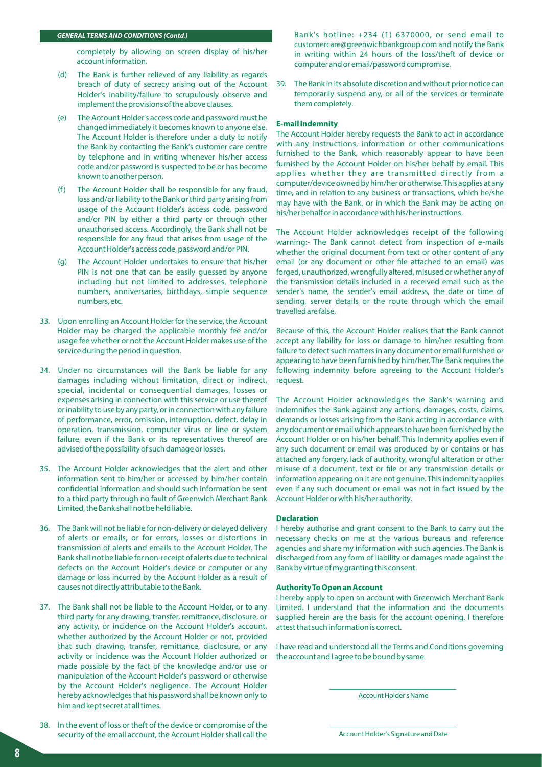## GENERAL TERMS AND CONDITIONS (Contd.)

completely by allowing on screen display of his/her account information.

(d) The Bank is further relieved of any liability as regards breach of duty of secrecy arising out of the Account Holder's inability/failure to scrupulously observe and implement the provisions of the above clauses.

(e) The Account Holder's access code and password must be changed immediately it becomes known to anyone else. The Account Holder is therefore under a duty to notify the Bank by contacting the Bank's customer care centre by telephone and in writing whenever his/her access code and/or password is suspected to be or has become known to another person.

(f) The Account Holder shall be responsible for any fraud, loss and/or liability to the Bank or third party arising from usage of the Account Holder's access code, password and/or PIN by either a third party or through other unauthorised access. Accordingly, the Bank shall not be responsible for any fraud that arises from usage of the Account Holder's access code, password and/or PIN.

(g) The Account Holder undertakes to ensure that his/her PIN is not one that can be easily guessed by anyone including but not limited to addresses, telephone numbers, anniversaries, birthdays, simple sequence numbers, etc.

33. Upon enrolling an Account Holder for the service, the Account Holder may be charged the applicable monthly fee and/or usage fee whether or not the Account Holder makes use of the service during the period in question.

34. Under no circumstances will the Bank be liable for any damages including without limitation, direct or indirect, special, incidental or consequential damages, losses or expenses arising in connection with this service or use thereof or inability to use by any party, or in connection with any failure of performance, error, omission, interruption, defect, delay in operation, transmission, computer virus or line or system failure, even if the Bank or its representatives thereof are advised of the possibility of such damage or losses.

35. The Account Holder acknowledges that the alert and other information sent to him/her or accessed by him/her contain confidential information and should such information be sent to a third party through no fault of Greenwich Merchant Bank Limited, the Bank shall not be held liable.

36. The Bank will not be liable for non-delivery or delayed delivery of alerts or emails, or for errors, losses or distortions in transmission of alerts and emails to the Account Holder. The Bank shall not be liable for non-receipt of alerts due to technical defects on the Account Holder's device or computer or any damage or loss incurred by the Account Holder as a result of causes not directly attributable to the Bank.

37. The Bank shall not be liable to the Account Holder, or to any third party for any drawing, transfer, remittance, disclosure, or any activity, or incidence on the Account Holder's account, whether authorized by the Account Holder or not, provided that such drawing, transfer, remittance, disclosure, or any activity or incidence was the Account Holder authorized or made possible by the fact of the knowledge and/or use or manipulation of the Account Holder's password or otherwise by the Account Holder's negligence. The Account Holder hereby acknowledges that his password shall be known only to him and kept secret at all times.

38. In the event of loss or theft of the device or compromise of the security of the email account, the Account Holder shall call the Bank's hotline: +234 (1) 6370000, or send email to customercare@greenwichbankgroup.com and notify the Bank in writing within 24 hours of the loss/theft of device or computer and or email/password compromise.

39. The Bank in its absolute discretion and without prior notice can temporarily suspend any, or all of the services or terminate them completely.

### E-mail Indemnity

The Account Holder hereby requests the Bank to act in accordance with any instructions, information or other communications furnished to the Bank, which reasonably appear to have been furnished by the Account Holder on his/her behalf by email. This applies whether they are transmitted directly from a computer/device owned by him/her or otherwise. This applies at any time, and in relation to any business or transactions, which he/she may have with the Bank, or in which the Bank may be acting on his/her behalf or in accordance with his/her instructions.

The Account Holder acknowledges receipt of the following warning:- The Bank cannot detect from inspection of e-mails whether the original document from text or other content of any email (or any document or other file attached to an email) was forged, unauthorized, wrongfully altered, misused or whether any of the transmission details included in a received email such as the sender's name, the sender's email address, the date or time of sending, server details or the route through which the email travelled are false.

Because of this, the Account Holder realises that the Bank cannot accept any liability for loss or damage to him/her resulting from failure to detect such matters in any document or email furnished or appearing to have been furnished by him/her. The Bank requires the following indemnity before agreeing to the Account Holder's request.

The Account Holder acknowledges the Bank's warning and indemnifies the Bank against any actions, damages, costs, claims, demands or losses arising from the Bank acting in accordance with any document or email which appears to have been furnished by the Account Holder or on his/her behalf. This Indemnity applies even if any such document or email was produced by or contains or has attached any forgery, lack of authority, wrongful alteration or other misuse of a document, text or file or any transmission details or information appearing on it are not genuine. This indemnity applies even if any such document or email was not in fact issued by the Account Holder or with his/her authority.

### Declaration

I hereby authorise and grant consent to the Bank to carry out the necessary checks on me at the various bureaus and reference agencies and share my information with such agencies. The Bank is discharged from any form of liability or damages made against the Bank by virtue of my granting this consent.

### Authority To Open an Account

I hereby apply to open an account with Greenwich Merchant Bank Limited. I understand that the information and the documents supplied herein are the basis for the account opening. I therefore attest that such information is correct.

I have read and understood all the Terms and Conditions governing the account and I agree to be bound by same.

\_\_\_\_\_\_\_\_\_\_\_\_\_\_\_\_\_\_\_\_\_\_\_\_\_\_\_\_\_\_

Account Holder's Name

\_\_\_\_\_\_\_\_\_\_\_\_\_\_\_\_\_\_\_\_\_\_\_\_\_\_\_\_\_\_

Account Holder's Signature and Date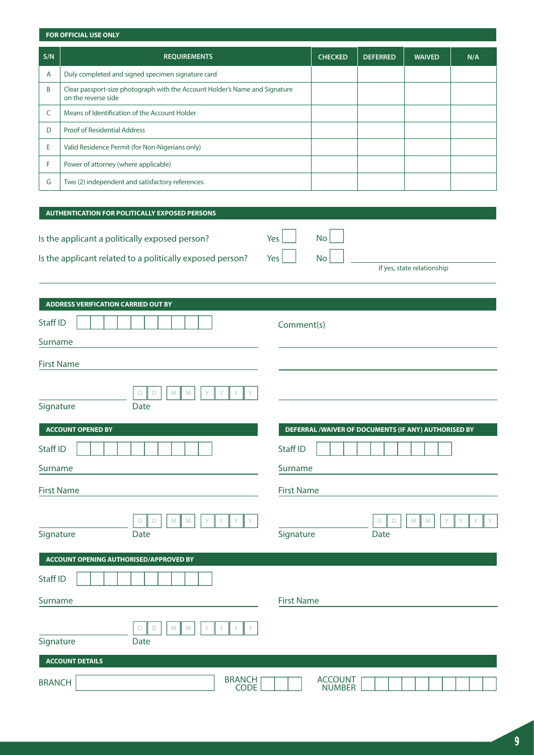## FOR OFFICIAL USE ONLY

| S/N | REQUIREMENTS | CHECKED | DEFERRED | WAIVED | N/A |
|---|---|---|---|---|---|
| A | Duly completed and signed specimen signature card | | | | |
| B | Clear passport-size photograph with the Account Holder's Name and Signature on the reverse side | | | | |
| C | Means of Identification of the Account Holder | | | | |
| D | Proof of Residential Address | | | | |
| E | Valid Residence Permit (for Non-Nigerians only) | | | | |
| F | Power of attorney (where applicable) | | | | |
| G | Two (2) independent and satisfactory references. | | | | |

## AUTHENTICATION FOR POLITICALLY EXPOSED PERSONS

Is the applicant a politically exposed person? Yes ☐ No ☐

Is the applicant related to a politically exposed person? Yes ☐ No ☐ ____________________
If yes, state relationship

## ADDRESS VERIFICATION CARRIED OUT BY

Staff ID ☐☐☐☐☐☐☐☐☐☐

Surname ____________________

First Name ____________________

____________________ D D M M Y Y Y Y
Signature Date

Comment(s)
____________________
____________________
____________________

## ACCOUNT OPENED BY

Staff ID ☐☐☐☐☐☐☐☐☐☐

Surname ____________________

First Name ____________________

____________________ D D M M Y Y Y Y
Signature Date

## DEFERRAL /WAIVER OF DOCUMENTS (IF ANY) AUTHORISED BY

Staff ID ☐☐☐☐☐☐☐☐☐☐

Surname ____________________

First Name ____________________

____________________ D D M M Y Y Y Y
Signature Date

## ACCOUNT OPENING AUTHORISED/APPROVED BY

Staff ID ☐☐☐☐☐☐☐☐☐☐

Surname ____________________

First Name ____________________

____________________ D D M M Y Y Y Y
Signature Date

## ACCOUNT DETAILS

BRANCH ____________________ BRANCH CODE ☐☐☐ ACCOUNT NUMBER ☐☐☐☐☐☐☐☐☐☐